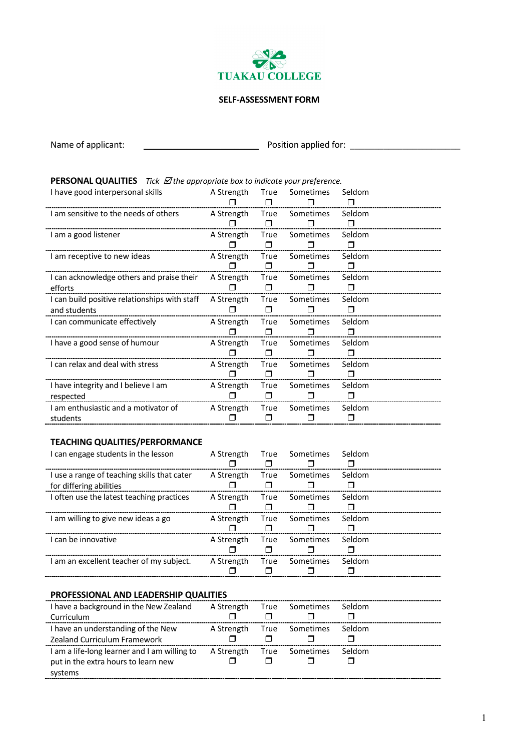**TUAKAU COLLEGE**

**SELF-ASSESSMENT FORM**

Name of applicant: ________________________ Position applied for: ______________________

**PERSONAL QUALITIES** *Tick ☑ the appropriate box to indicate your preference.*

| | A Strength | True | Sometimes | Seldom |
|---|---|---|---|---|
| I have good interpersonal skills | ❐ | ❐ | ❐ | ❐ |
| I am sensitive to the needs of others | ❐ | ❐ | ❐ | ❐ |
| I am a good listener | ❐ | ❐ | ❐ | ❐ |
| I am receptive to new ideas | ❐ | ❐ | ❐ | ❐ |
| I can acknowledge others and praise their efforts | ❐ | ❐ | ❐ | ❐ |
| I can build positive relationships with staff and students | ❐ | ❐ | ❐ | ❐ |
| I can communicate effectively | ❐ | ❐ | ❐ | ❐ |
| I have a good sense of humour | ❐ | ❐ | ❐ | ❐ |
| I can relax and deal with stress | ❐ | ❐ | ❐ | ❐ |
| I have integrity and I believe I am respected | ❐ | ❐ | ❐ | ❐ |
| I am enthusiastic and a motivator of students | ❐ | ❐ | ❐ | ❐ |

**TEACHING QUALITIES/PERFORMANCE**

| | A Strength | True | Sometimes | Seldom |
|---|---|---|---|---|
| I can engage students in the lesson | ❐ | ❐ | ❐ | ❐ |
| I use a range of teaching skills that cater for differing abilities | ❐ | ❐ | ❐ | ❐ |
| I often use the latest teaching practices | ❐ | ❐ | ❐ | ❐ |
| I am willing to give new ideas a go | ❐ | ❐ | ❐ | ❐ |
| I can be innovative | ❐ | ❐ | ❐ | ❐ |
| I am an excellent teacher of my subject. | ❐ | ❐ | ❐ | ❐ |

**PROFESSIONAL AND LEADERSHIP QUALITIES**

| | A Strength | True | Sometimes | Seldom |
|---|---|---|---|---|
| I have a background in the New Zealand Curriculum | ❐ | ❐ | ❐ | ❐ |
| I have an understanding of the New Zealand Curriculum Framework | ❐ | ❐ | ❐ | ❐ |
| I am a life-long learner and I am willing to put in the extra hours to learn new systems | ❐ | ❐ | ❐ | ❐ |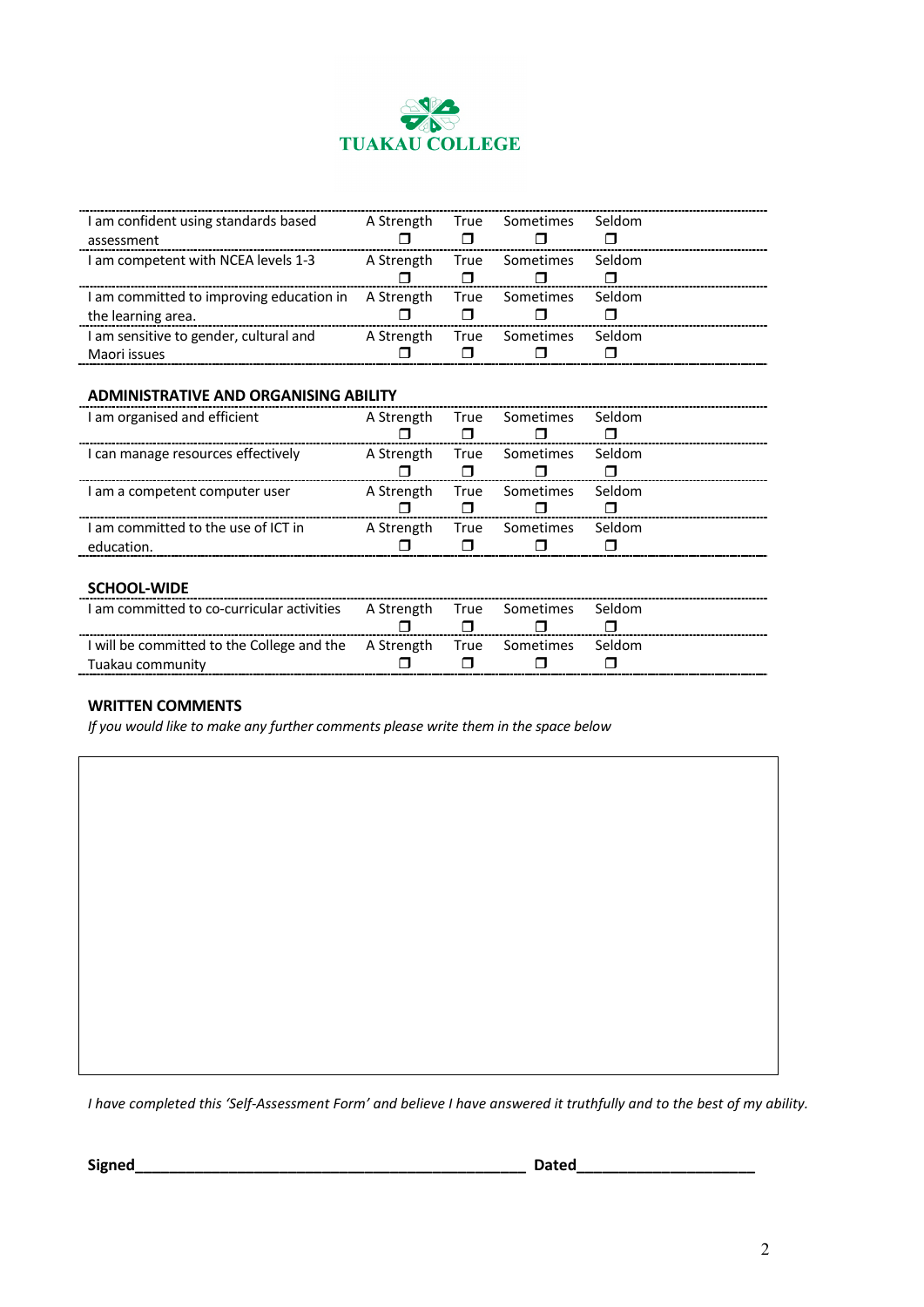TUAKAU COLLEGE

| | | | | |
|---|---|---|---|---|
| I am confident using standards based assessment | A Strength ❒ | True ❒ | Sometimes ❒ | Seldom ❒ |
| I am competent with NCEA levels 1-3 | A Strength ❒ | True ❒ | Sometimes ❒ | Seldom ❒ |
| I am committed to improving education in the learning area. | A Strength ❒ | True ❒ | Sometimes ❒ | Seldom ❒ |
| I am sensitive to gender, cultural and Maori issues | A Strength ❒ | True ❒ | Sometimes ❒ | Seldom ❒ |

## ADMINISTRATIVE AND ORGANISING ABILITY

| | | | | |
|---|---|---|---|---|
| I am organised and efficient | A Strength ❒ | True ❒ | Sometimes ❒ | Seldom ❒ |
| I can manage resources effectively | A Strength ❒ | True ❒ | Sometimes ❒ | Seldom ❒ |
| I am a competent computer user | A Strength ❒ | True ❒ | Sometimes ❒ | Seldom ❒ |
| I am committed to the use of ICT in education. | A Strength ❒ | True ❒ | Sometimes ❒ | Seldom ❒ |

## SCHOOL-WIDE

| | | | | |
|---|---|---|---|---|
| I am committed to co-curricular activities | A Strength ❒ | True ❒ | Sometimes ❒ | Seldom ❒ |
| I will be committed to the College and the Tuakau community | A Strength ❒ | True ❒ | Sometimes ❒ | Seldom ❒ |

## WRITTEN COMMENTS

*If you would like to make any further comments please write them in the space below*

*I have completed this 'Self-Assessment Form' and believe I have answered it truthfully and to the best of my ability.*

**Signed**\_\_\_\_\_\_\_\_\_\_\_\_\_\_\_\_\_\_\_\_\_\_\_\_\_\_\_\_\_\_\_\_\_\_\_\_\_\_\_\_\_\_\_\_\_\_ **Dated**\_\_\_\_\_\_\_\_\_\_\_\_\_\_\_\_\_\_\_\_\_